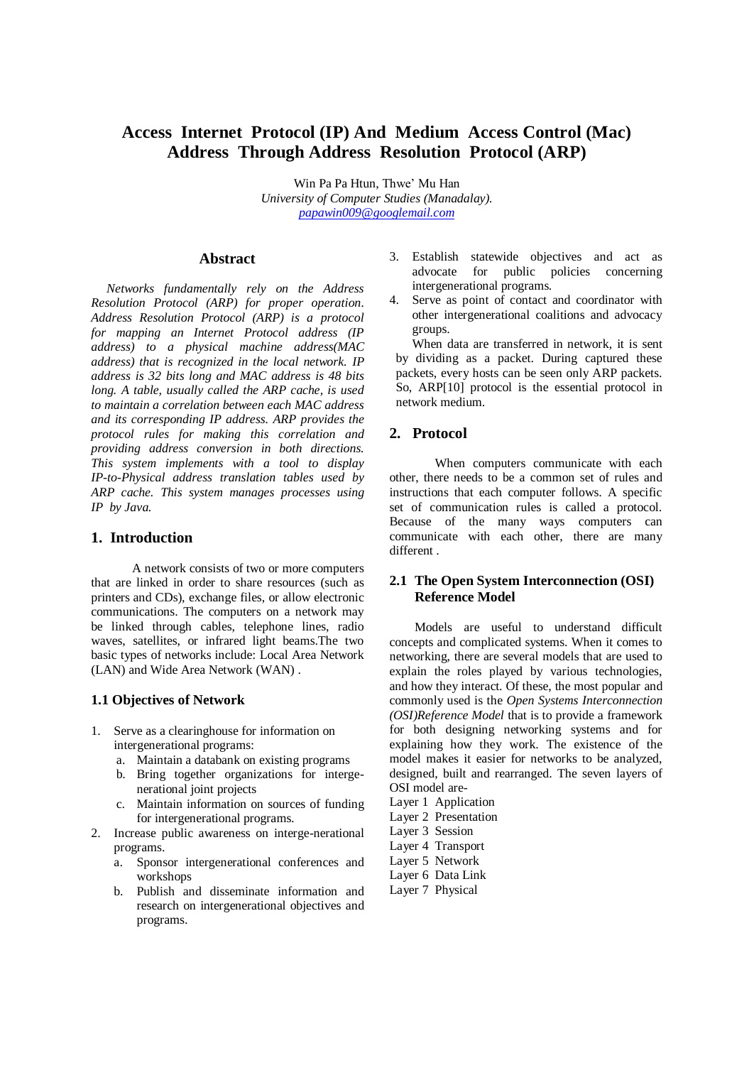# Access Internet Protocol (IP) And Medium Access Control (Mac) Address Through Address Resolution Protocol (ARP)

Win Pa Pa Htun, Thwe' Mu Han
*University of Computer Studies (Manadalay).*
papawin009@googlemail.com

## Abstract

*Networks fundamentally rely on the Address Resolution Protocol (ARP) for proper operation. Address Resolution Protocol (ARP) is a protocol for mapping an Internet Protocol address (IP address) to a physical machine address(MAC address) that is recognized in the local network. IP address is 32 bits long and MAC address is 48 bits long. A table, usually called the ARP cache, is used to maintain a correlation between each MAC address and its corresponding IP address. ARP provides the protocol rules for making this correlation and providing address conversion in both directions. This system implements with a tool to display IP-to-Physical address translation tables used by ARP cache. This system manages processes using IP by Java.*

## 1. Introduction

A network consists of two or more computers that are linked in order to share resources (such as printers and CDs), exchange files, or allow electronic communications. The computers on a network may be linked through cables, telephone lines, radio waves, satellites, or infrared light beams.The two basic types of networks include: Local Area Network (LAN) and Wide Area Network (WAN) .

### 1.1 Objectives of Network

1. Serve as a clearinghouse for information on intergenerational programs:
   a. Maintain a databank on existing programs
   b. Bring together organizations for intergenerational joint projects
   c. Maintain information on sources of funding for intergenerational programs.
2. Increase public awareness on interge-nerational programs.
   a. Sponsor intergenerational conferences and workshops
   b. Publish and disseminate information and research on intergenerational objectives and programs.
3. Establish statewide objectives and act as advocate for public policies concerning intergenerational programs.
4. Serve as point of contact and coordinator with other intergenerational coalitions and advocacy groups.

When data are transferred in network, it is sent by dividing as a packet. During captured these packets, every hosts can be seen only ARP packets. So, ARP[10] protocol is the essential protocol in network medium.

## 2. Protocol

When computers communicate with each other, there needs to be a common set of rules and instructions that each computer follows. A specific set of communication rules is called a protocol. Because of the many ways computers can communicate with each other, there are many different .

### 2.1 The Open System Interconnection (OSI) Reference Model

Models are useful to understand difficult concepts and complicated systems. When it comes to networking, there are several models that are used to explain the roles played by various technologies, and how they interact. Of these, the most popular and commonly used is the *Open Systems Interconnection (OSI)Reference Model* that is to provide a framework for both designing networking systems and for explaining how they work. The existence of the model makes it easier for networks to be analyzed, designed, built and rearranged. The seven layers of OSI model are-

Layer 1 Application
Layer 2 Presentation
Layer 3 Session
Layer 4 Transport
Layer 5 Network
Layer 6 Data Link
Layer 7 Physical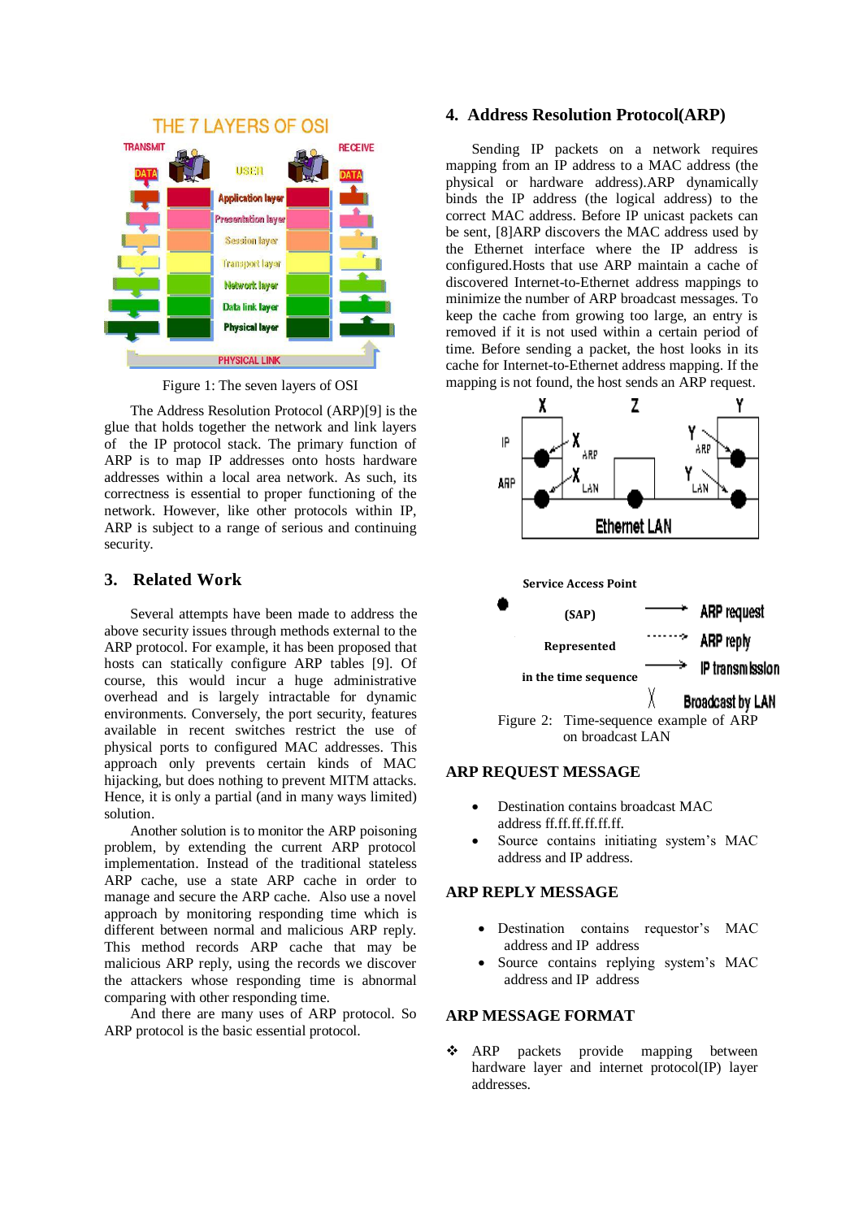Figure 1: The seven layers of OSI

The Address Resolution Protocol (ARP)[9] is the glue that holds together the network and link layers of the IP protocol stack. The primary function of ARP is to map IP addresses onto hosts hardware addresses within a local area network. As such, its correctness is essential to proper functioning of the network. However, like other protocols within IP, ARP is subject to a range of serious and continuing security.

## 3. Related Work

Several attempts have been made to address the above security issues through methods external to the ARP protocol. For example, it has been proposed that hosts can statically configure ARP tables [9]. Of course, this would incur a huge administrative overhead and is largely intractable for dynamic environments. Conversely, the port security, features available in recent switches restrict the use of physical ports to configured MAC addresses. This approach only prevents certain kinds of MAC hijacking, but does nothing to prevent MITM attacks. Hence, it is only a partial (and in many ways limited) solution.

Another solution is to monitor the ARP poisoning problem, by extending the current ARP protocol implementation. Instead of the traditional stateless ARP cache, use a state ARP cache in order to manage and secure the ARP cache. Also use a novel approach by monitoring responding time which is different between normal and malicious ARP reply. This method records ARP cache that may be malicious ARP reply, using the records we discover the attackers whose responding time is abnormal comparing with other responding time.

And there are many uses of ARP protocol. So ARP protocol is the basic essential protocol.

## 4. Address Resolution Protocol(ARP)

Sending IP packets on a network requires mapping from an IP address to a MAC address (the physical or hardware address).ARP dynamically binds the IP address (the logical address) to the correct MAC address. Before IP unicast packets can be sent, [8]ARP discovers the MAC address used by the Ethernet interface where the IP address is configured.Hosts that use ARP maintain a cache of discovered Internet-to-Ethernet address mappings to minimize the number of ARP broadcast messages. To keep the cache from growing too large, an entry is removed if it is not used within a certain period of time. Before sending a packet, the host looks in its cache for Internet-to-Ethernet address mapping. If the mapping is not found, the host sends an ARP request.

Figure 2: Time-sequence example of ARP on broadcast LAN

### ARP REQUEST MESSAGE

- Destination contains broadcast MAC address ff.ff.ff.ff.ff.ff.
- Source contains initiating system's MAC address and IP address.

### ARP REPLY MESSAGE

- Destination contains requestor's MAC address and IP address
- Source contains replying system's MAC address and IP address

### ARP MESSAGE FORMAT

- ARP packets provide mapping between hardware layer and internet protocol(IP) layer addresses.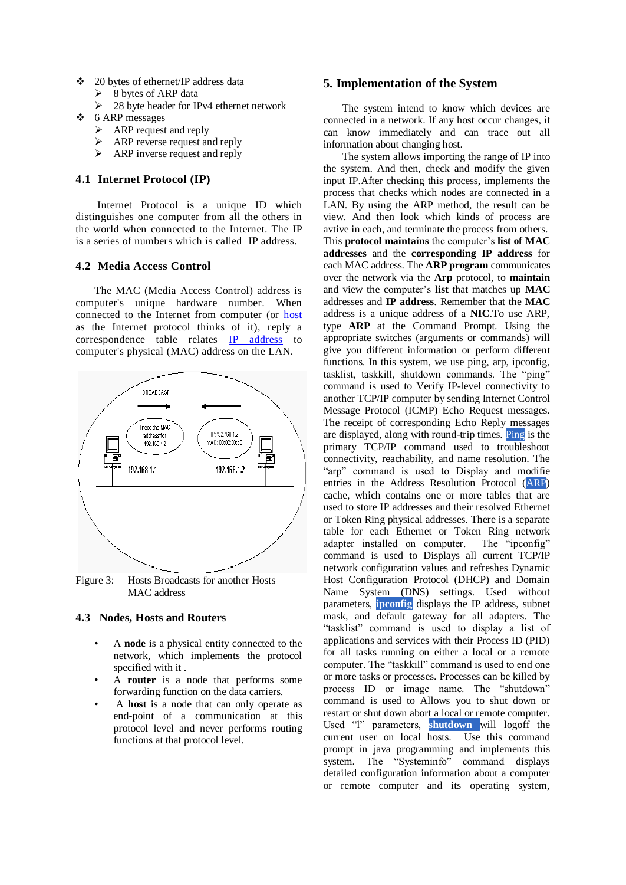- 20 bytes of ethernet/IP address data
  - 8 bytes of ARP data
  - 28 byte header for IPv4 ethernet network
- 6 ARP messages
  - ARP request and reply
  - ARP reverse request and reply
  - ARP inverse request and reply

### 4.1 Internet Protocol (IP)

Internet Protocol is a unique ID which distinguishes one computer from all the others in the world when connected to the Internet. The IP is a series of numbers which is called IP address.

### 4.2 Media Access Control

The MAC (Media Access Control) address is computer's unique hardware number. When connected to the Internet from computer (or host as the Internet protocol thinks of it), reply a correspondence table relates IP address to computer's physical (MAC) address on the LAN.

Figure 3: Hosts Broadcasts for another Hosts MAC address

### 4.3 Nodes, Hosts and Routers

- A **node** is a physical entity connected to the network, which implements the protocol specified with it .
- A **router** is a node that performs some forwarding function on the data carriers.
- A **host** is a node that can only operate as end-point of a communication at this protocol level and never performs routing functions at that protocol level.

## 5. Implementation of the System

The system intend to know which devices are connected in a network. If any host occur changes, it can know immediately and can trace out all information about changing host.

The system allows importing the range of IP into the system. And then, check and modify the given input IP.After checking this process, implements the process that checks which nodes are connected in a LAN. By using the ARP method, the result can be view. And then look which kinds of process are avtive in each, and terminate the process from others. This **protocol maintains** the computer's **list of MAC addresses** and the **corresponding IP address** for each MAC address. The **ARP program** communicates over the network via the **Arp** protocol, to **maintain** and view the computer's **list** that matches up **MAC** addresses and **IP address**. Remember that the **MAC** address is a unique address of a **NIC**.To use ARP, type **ARP** at the Command Prompt. Using the appropriate switches (arguments or commands) will give you different information or perform different functions. In this system, we use ping, arp, ipconfig, tasklist, taskkill, shutdown commands. The "ping" command is used to Verify IP-level connectivity to another TCP/IP computer by sending Internet Control Message Protocol (ICMP) Echo Request messages. The receipt of corresponding Echo Reply messages are displayed, along with round-trip times. Ping is the primary TCP/IP command used to troubleshoot connectivity, reachability, and name resolution. The "arp" command is used to Display and modifie entries in the Address Resolution Protocol (ARP) cache, which contains one or more tables that are used to store IP addresses and their resolved Ethernet or Token Ring physical addresses. There is a separate table for each Ethernet or Token Ring network adapter installed on computer. The "ipconfig" command is used to Displays all current TCP/IP network configuration values and refreshes Dynamic Host Configuration Protocol (DHCP) and Domain Name System (DNS) settings. Used without parameters, **ipconfig** displays the IP address, subnet mask, and default gateway for all adapters. The "tasklist" command is used to display a list of applications and services with their Process ID (PID) for all tasks running on either a local or a remote computer. The "taskkill" command is used to end one or more tasks or processes. Processes can be killed by process ID or image name. The "shutdown" command is used to Allows you to shut down or restart or shut down abort a local or remote computer. Used "l" parameters, **shutdown** will logoff the current user on local hosts. Use this command prompt in java programming and implements this system. The "Systeminfo" command displays detailed configuration information about a computer or remote computer and its operating system,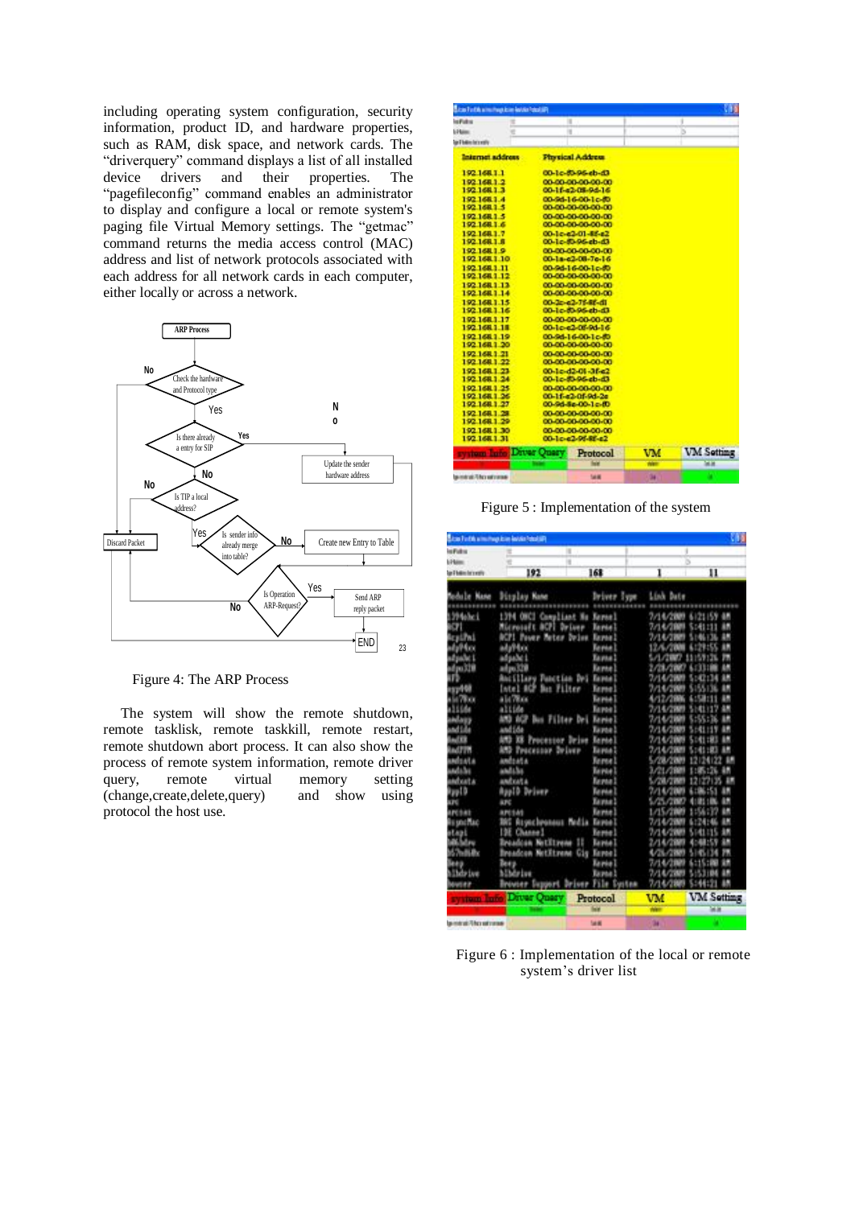including operating system configuration, security information, product ID, and hardware properties, such as RAM, disk space, and network cards. The "driverquery" command displays a list of all installed device drivers and their properties. The "pagefileconfig" command enables an administrator to display and configure a local or remote system's paging file Virtual Memory settings. The "getmac" command returns the media access control (MAC) address and list of network protocols associated with each address for all network cards in each computer, either locally or across a network.

Figure 4: The ARP Process

The system will show the remote shutdown, remote tasklisk, remote taskkill, remote restart, remote shutdown abort process. It can also show the process of remote system information, remote driver query, remote virtual memory setting (change,create,delete,query) and show using protocol the host use.

Figure 5 : Implementation of the system

Figure 6 : Implementation of the local or remote system's driver list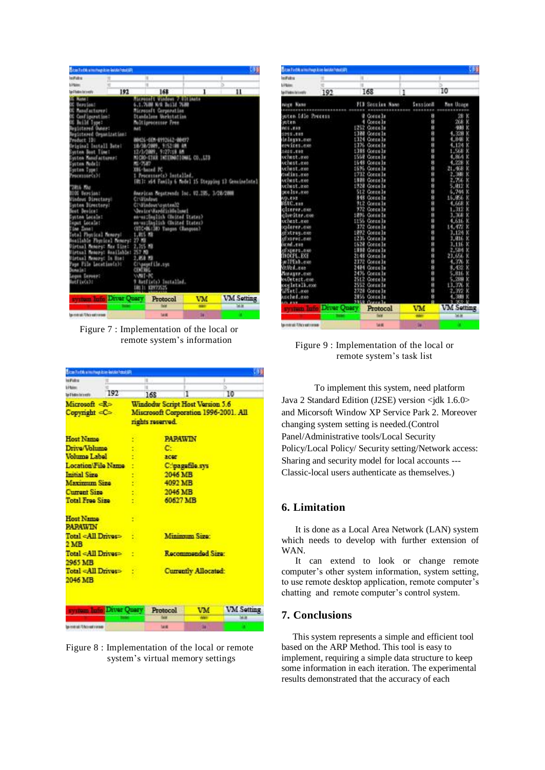Figure 7 : Implementation of the local or remote system's information

Figure 8 : Implementation of the local or remote system's virtual memory settings

Figure 9 : Implementation of the local or remote system's task list

To implement this system, need platform Java 2 Standard Edition (J2SE) version <jdk 1.6.0> and Micorsoft Window XP Service Park 2. Moreover changing system setting is needed.(Control Panel/Administrative tools/Local Security Policy/Local Policy/ Security setting/Network access: Sharing and security model for local accounts --- Classic-local users authenticate as themselves.)

## 6. Limitation

It is done as a Local Area Network (LAN) system which needs to develop with further extension of WAN.

It can extend to look or change remote computer's other system information, system setting, to use remote desktop application, remote computer's chatting and remote computer's control system.

## 7. Conclusions

This system represents a simple and efficient tool based on the ARP Method. This tool is easy to implement, requiring a simple data structure to keep some information in each iteration. The experimental results demonstrated that the accuracy of each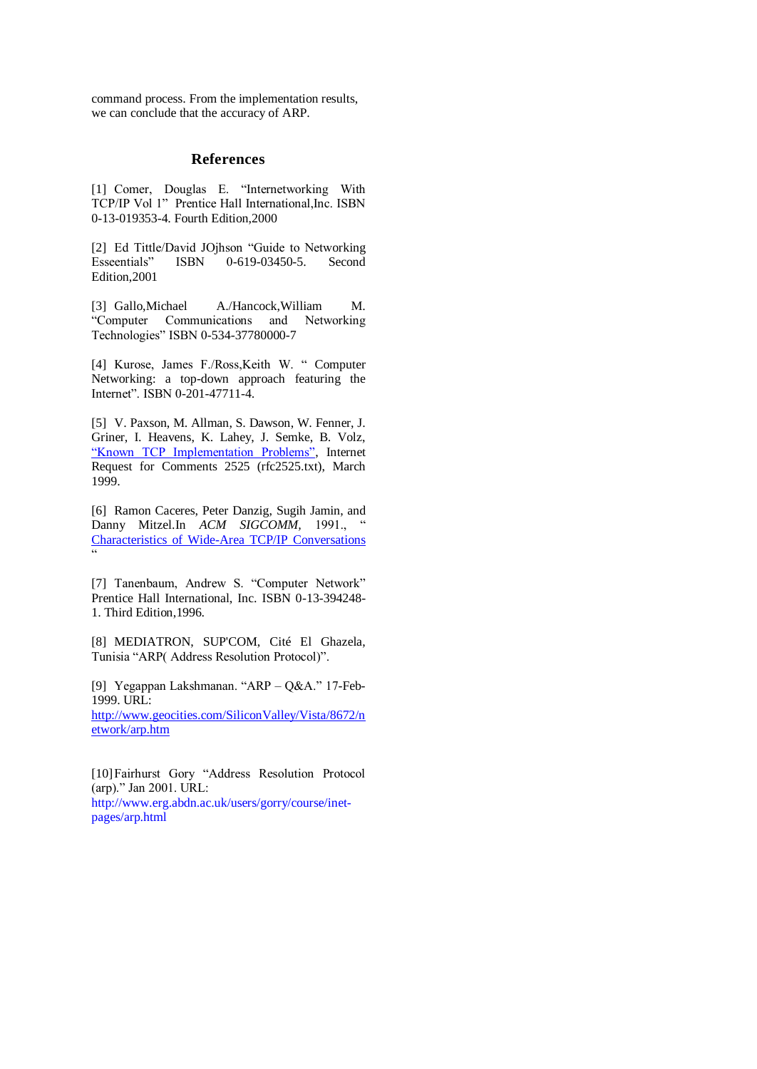command process. From the implementation results, we can conclude that the accuracy of ARP.

## References

[1] Comer, Douglas E. “Internetworking With TCP/IP Vol 1” Prentice Hall International,Inc. ISBN 0-13-019353-4. Fourth Edition,2000

[2] Ed Tittle/David JOjhson “Guide to Networking Esseentials” ISBN 0-619-03450-5. Second Edition,2001

[3] Gallo,Michael A./Hancock,William M. “Computer Communications and Networking Technologies” ISBN 0-534-37780000-7

[4] Kurose, James F./Ross,Keith W. “ Computer Networking: a top-down approach featuring the Internet”. ISBN 0-201-47711-4.

[5] V. Paxson, M. Allman, S. Dawson, W. Fenner, J. Griner, I. Heavens, K. Lahey, J. Semke, B. Volz, “Known TCP Implementation Problems”, Internet Request for Comments 2525 (rfc2525.txt), March 1999.

[6] Ramon Caceres, Peter Danzig, Sugih Jamin, and Danny Mitzel.In *ACM SIGCOMM*, 1991., “ Characteristics of Wide-Area TCP/IP Conversations “

[7] Tanenbaum, Andrew S. “Computer Network” Prentice Hall International, Inc. ISBN 0-13-394248-1. Third Edition,1996.

[8] MEDIATRON, SUP'COM, Cité El Ghazela, Tunisia “ARP( Address Resolution Protocol)”.

[9] Yegappan Lakshmanan. “ARP – Q&A.” 17-Feb-1999. URL: http://www.geocities.com/SiliconValley/Vista/8672/network/arp.htm

[10] Fairhurst Gory “Address Resolution Protocol (arp).” Jan 2001. URL: http://www.erg.abdn.ac.uk/users/gorry/course/inet-pages/arp.html